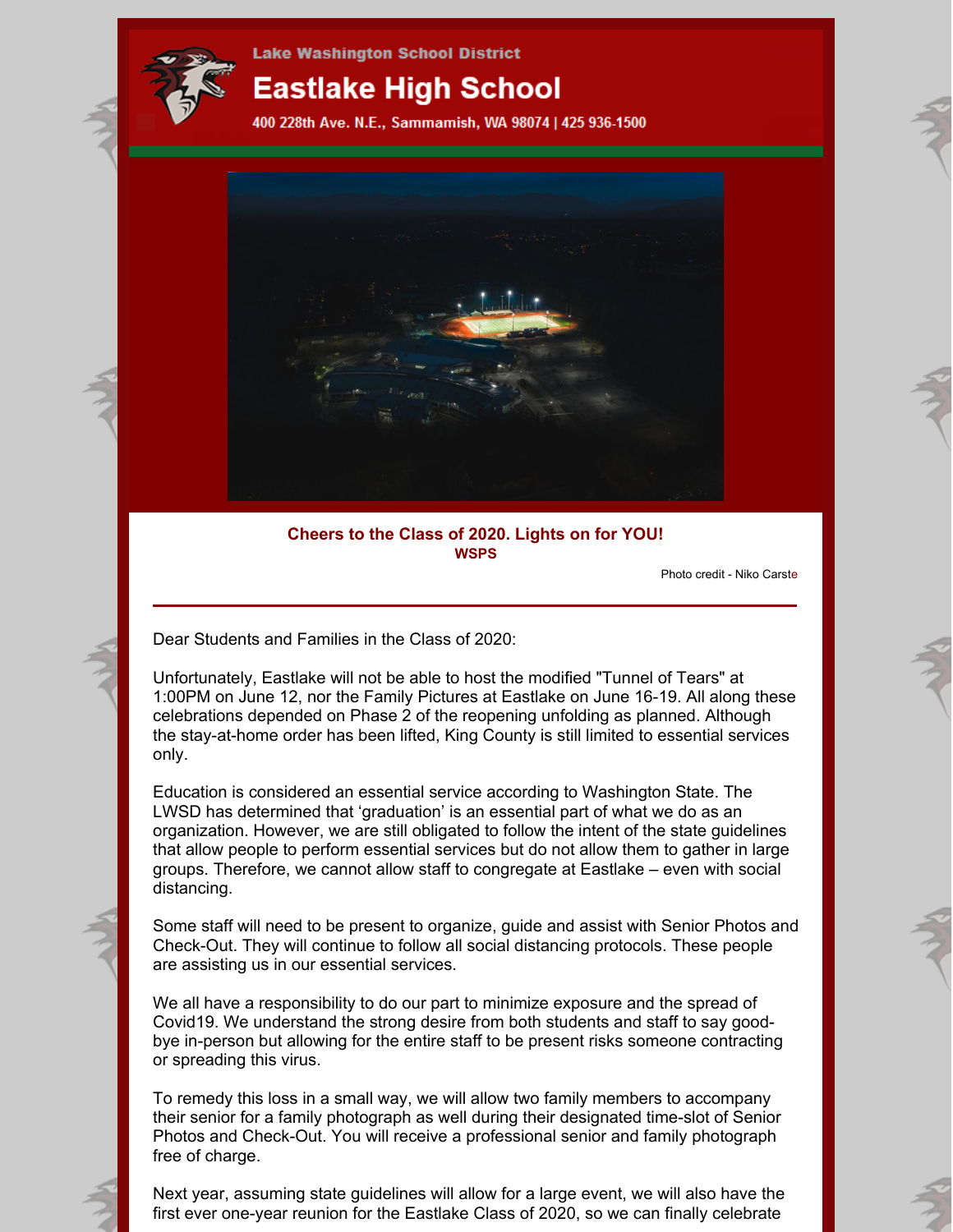Lake Washington School District

# Eastlake High School

400 228th Ave. N.E., Sammamish, WA 98074 | 425 936-1500

**Cheers to the Class of 2020. Lights on for YOU!**
**WSPS**

Photo credit - Niko Carste

---

Dear Students and Families in the Class of 2020:

Unfortunately, Eastlake will not be able to host the modified "Tunnel of Tears" at 1:00PM on June 12, nor the Family Pictures at Eastlake on June 16-19. All along these celebrations depended on Phase 2 of the reopening unfolding as planned. Although the stay-at-home order has been lifted, King County is still limited to essential services only.

Education is considered an essential service according to Washington State. The LWSD has determined that 'graduation' is an essential part of what we do as an organization. However, we are still obligated to follow the intent of the state guidelines that allow people to perform essential services but do not allow them to gather in large groups. Therefore, we cannot allow staff to congregate at Eastlake – even with social distancing.

Some staff will need to be present to organize, guide and assist with Senior Photos and Check-Out. They will continue to follow all social distancing protocols. These people are assisting us in our essential services.

We all have a responsibility to do our part to minimize exposure and the spread of Covid19. We understand the strong desire from both students and staff to say good-bye in-person but allowing for the entire staff to be present risks someone contracting or spreading this virus.

To remedy this loss in a small way, we will allow two family members to accompany their senior for a family photograph as well during their designated time-slot of Senior Photos and Check-Out. You will receive a professional senior and family photograph free of charge.

Next year, assuming state guidelines will allow for a large event, we will also have the first ever one-year reunion for the Eastlake Class of 2020, so we can finally celebrate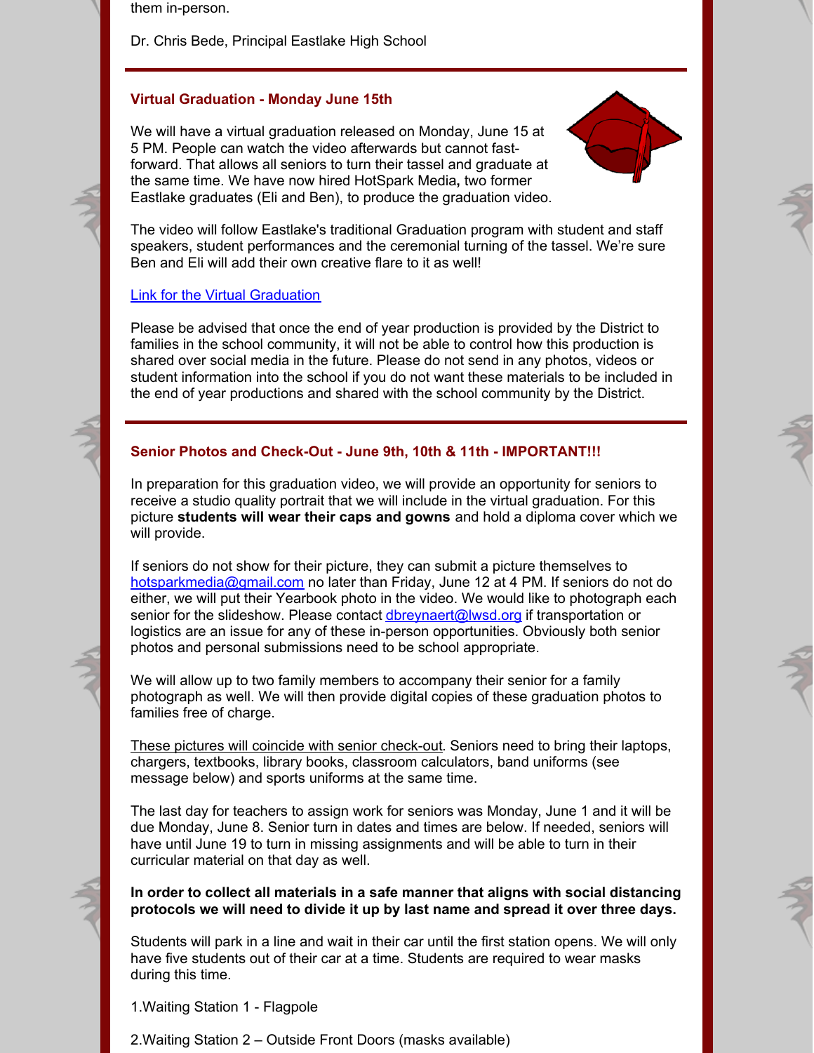them in-person.

Dr. Chris Bede, Principal Eastlake High School

---

### Virtual Graduation - Monday June 15th

We will have a virtual graduation released on Monday, June 15 at 5 PM. People can watch the video afterwards but cannot fast-forward. That allows all seniors to turn their tassel and graduate at the same time. We have now hired HotSpark Media**,** two former Eastlake graduates (Eli and Ben), to produce the graduation video.

The video will follow Eastlake's traditional Graduation program with student and staff speakers, student performances and the ceremonial turning of the tassel. We're sure Ben and Eli will add their own creative flare to it as well!

Link for the Virtual Graduation

Please be advised that once the end of year production is provided by the District to families in the school community, it will not be able to control how this production is shared over social media in the future. Please do not send in any photos, videos or student information into the school if you do not want these materials to be included in the end of year productions and shared with the school community by the District.

---

### Senior Photos and Check-Out - June 9th, 10th & 11th - IMPORTANT!!!

In preparation for this graduation video, we will provide an opportunity for seniors to receive a studio quality portrait that we will include in the virtual graduation. For this picture **students will wear their caps and gowns** and hold a diploma cover which we will provide.

If seniors do not show for their picture, they can submit a picture themselves to hotsparkmedia@gmail.com no later than Friday, June 12 at 4 PM. If seniors do not do either, we will put their Yearbook photo in the video. We would like to photograph each senior for the slideshow. Please contact dbreynaert@lwsd.org if transportation or logistics are an issue for any of these in-person opportunities. Obviously both senior photos and personal submissions need to be school appropriate.

We will allow up to two family members to accompany their senior for a family photograph as well. We will then provide digital copies of these graduation photos to families free of charge.

These pictures will coincide with senior check-out. Seniors need to bring their laptops, chargers, textbooks, library books, classroom calculators, band uniforms (see message below) and sports uniforms at the same time.

The last day for teachers to assign work for seniors was Monday, June 1 and it will be due Monday, June 8. Senior turn in dates and times are below. If needed, seniors will have until June 19 to turn in missing assignments and will be able to turn in their curricular material on that day as well.

**In order to collect all materials in a safe manner that aligns with social distancing protocols we will need to divide it up by last name and spread it over three days.**

Students will park in a line and wait in their car until the first station opens. We will only have five students out of their car at a time. Students are required to wear masks during this time.

1. Waiting Station 1 - Flagpole

2. Waiting Station 2 – Outside Front Doors (masks available)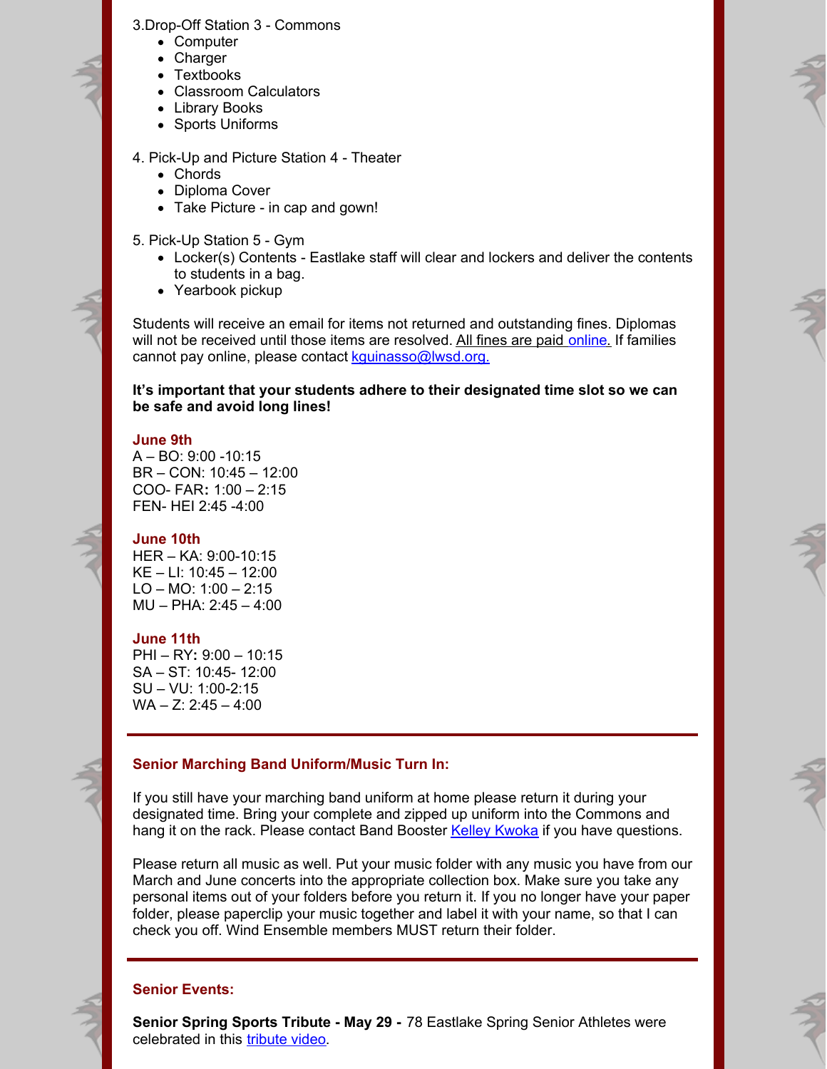3.Drop-Off Station 3 - Commons

- Computer
- Charger
- Textbooks
- Classroom Calculators
- Library Books
- Sports Uniforms

4. Pick-Up and Picture Station 4 - Theater

- Chords
- Diploma Cover
- Take Picture - in cap and gown!

5. Pick-Up Station 5 - Gym

- Locker(s) Contents - Eastlake staff will clear and lockers and deliver the contents to students in a bag.
- Yearbook pickup

Students will receive an email for items not returned and outstanding fines. Diplomas will not be received until those items are resolved. All fines are paid online. If families cannot pay online, please contact kguinasso@lwsd.org.

**It's important that your students adhere to their designated time slot so we can be safe and avoid long lines!**

**June 9th**
A – BO: 9:00 -10:15
BR – CON: 10:45 – 12:00
COO- FAR: 1:00 – 2:15
FEN- HEI 2:45 -4:00

**June 10th**
HER – KA: 9:00-10:15
KE – LI: 10:45 – 12:00
LO – MO: 1:00 – 2:15
MU – PHA: 2:45 – 4:00

**June 11th**
PHI – RY: 9:00 – 10:15
SA – ST: 10:45- 12:00
SU – VU: 1:00-2:15
WA – Z: 2:45 – 4:00

---

## Senior Marching Band Uniform/Music Turn In:

If you still have your marching band uniform at home please return it during your designated time. Bring your complete and zipped up uniform into the Commons and hang it on the rack. Please contact Band Booster Kelley Kwoka if you have questions.

Please return all music as well. Put your music folder with any music you have from our March and June concerts into the appropriate collection box. Make sure you take any personal items out of your folders before you return it. If you no longer have your paper folder, please paperclip your music together and label it with your name, so that I can check you off. Wind Ensemble members MUST return their folder.

---

## Senior Events:

**Senior Spring Sports Tribute - May 29 -** 78 Eastlake Spring Senior Athletes were celebrated in this tribute video.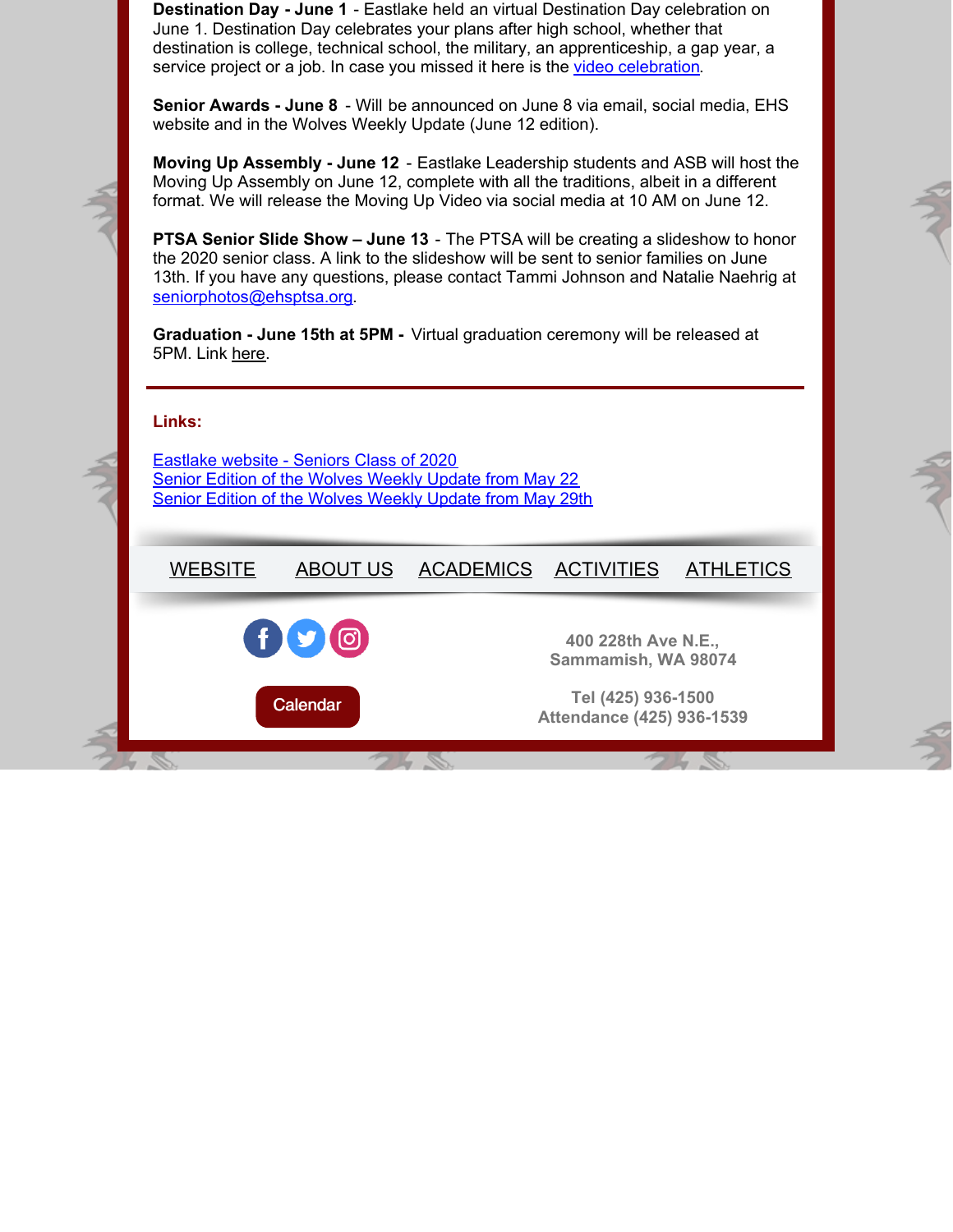**Destination Day - June 1** - Eastlake held an virtual Destination Day celebration on June 1. Destination Day celebrates your plans after high school, whether that destination is college, technical school, the military, an apprenticeship, a gap year, a service project or a job. In case you missed it here is the video celebration.

**Senior Awards - June 8** - Will be announced on June 8 via email, social media, EHS website and in the Wolves Weekly Update (June 12 edition).

**Moving Up Assembly - June 12** - Eastlake Leadership students and ASB will host the Moving Up Assembly on June 12, complete with all the traditions, albeit in a different format. We will release the Moving Up Video via social media at 10 AM on June 12.

**PTSA Senior Slide Show – June 13** - The PTSA will be creating a slideshow to honor the 2020 senior class. A link to the slideshow will be sent to senior families on June 13th. If you have any questions, please contact Tammi Johnson and Natalie Naehrig at seniorphotos@ehsptsa.org.

**Graduation - June 15th at 5PM -** Virtual graduation ceremony will be released at 5PM. Link here.

---

**Links:**

Eastlake website - Seniors Class of 2020
Senior Edition of the Wolves Weekly Update from May 22
Senior Edition of the Wolves Weekly Update from May 29th

WEBSITE ABOUT US ACADEMICS ACTIVITIES ATHLETICS

Calendar

400 228th Ave N.E.,
Sammamish, WA 98074

Tel (425) 936-1500
Attendance (425) 936-1539